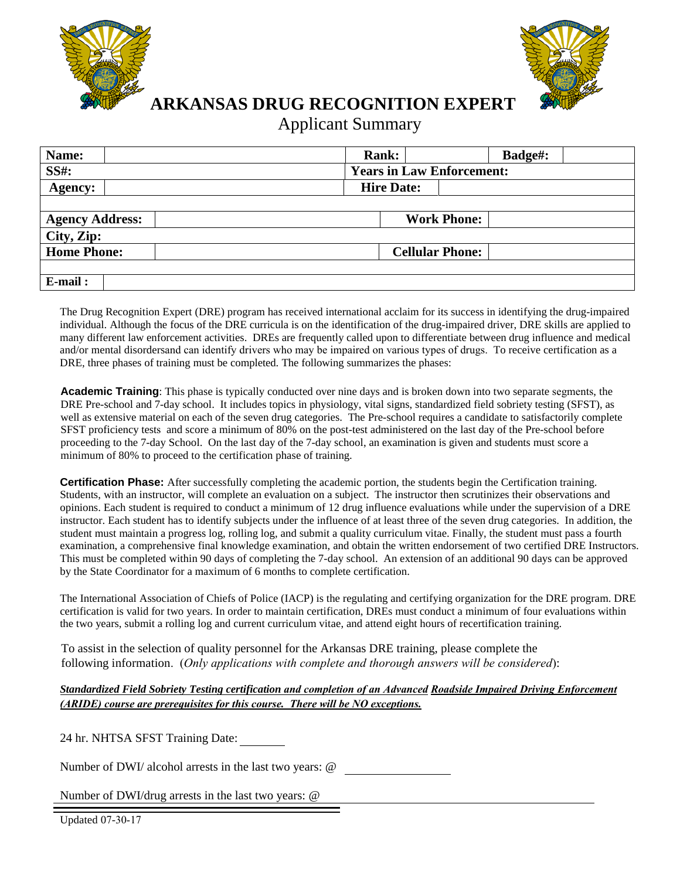# ARKANSAS DRUG RECOGNITION EXPERT

## Applicant Summary

| **Name:** | | **Rank:** | | **Badge#:** | |
|---|---|---|---|---|---|
| **SS#:** | | **Years in Law Enforcement:** | | | |
| **Agency:** | | **Hire Date:** | | | |
| | | | | | |
| **Agency Address:** | | **Work Phone:** | | | |
| **City, Zip:** | | | | | |
| **Home Phone:** | | **Cellular Phone:** | | | |
| | | | | | |
| **E-mail :** | | | | | |

The Drug Recognition Expert (DRE) program has received international acclaim for its success in identifying the drug-impaired individual. Although the focus of the DRE curricula is on the identification of the drug-impaired driver, DRE skills are applied to many different law enforcement activities. DREs are frequently called upon to differentiate between drug influence and medical and/or mental disordersand can identify drivers who may be impaired on various types of drugs. To receive certification as a DRE, three phases of training must be completed. The following summarizes the phases:

**Academic Training**: This phase is typically conducted over nine days and is broken down into two separate segments, the DRE Pre-school and 7-day school. It includes topics in physiology, vital signs, standardized field sobriety testing (SFST), as well as extensive material on each of the seven drug categories. The Pre-school requires a candidate to satisfactorily complete SFST proficiency tests and score a minimum of 80% on the post-test administered on the last day of the Pre-school before proceeding to the 7-day School. On the last day of the 7-day school, an examination is given and students must score a minimum of 80% to proceed to the certification phase of training.

**Certification Phase:** After successfully completing the academic portion, the students begin the Certification training. Students, with an instructor, will complete an evaluation on a subject. The instructor then scrutinizes their observations and opinions. Each student is required to conduct a minimum of 12 drug influence evaluations while under the supervision of a DRE instructor. Each student has to identify subjects under the influence of at least three of the seven drug categories. In addition, the student must maintain a progress log, rolling log, and submit a quality curriculum vitae. Finally, the student must pass a fourth examination, a comprehensive final knowledge examination, and obtain the written endorsement of two certified DRE Instructors. This must be completed within 90 days of completing the 7-day school. An extension of an additional 90 days can be approved by the State Coordinator for a maximum of 6 months to complete certification.

The International Association of Chiefs of Police (IACP) is the regulating and certifying organization for the DRE program. DRE certification is valid for two years. In order to maintain certification, DREs must conduct a minimum of four evaluations within the two years, submit a rolling log and current curriculum vitae, and attend eight hours of recertification training.

To assist in the selection of quality personnel for the Arkansas DRE training, please complete the following information. (*Only applications with complete and thorough answers will be considered*):

***Standardized Field Sobriety Testing certification and completion of an Advanced Roadside Impaired Driving Enforcement (ARIDE) course are prerequisites for this course. There will be NO exceptions.***

24 hr. NHTSA SFST Training Date: ________

Number of DWI/ alcohol arrests in the last two years: @ ________________

Number of DWI/drug arrests in the last two years: @ ________________

Updated 07-30-17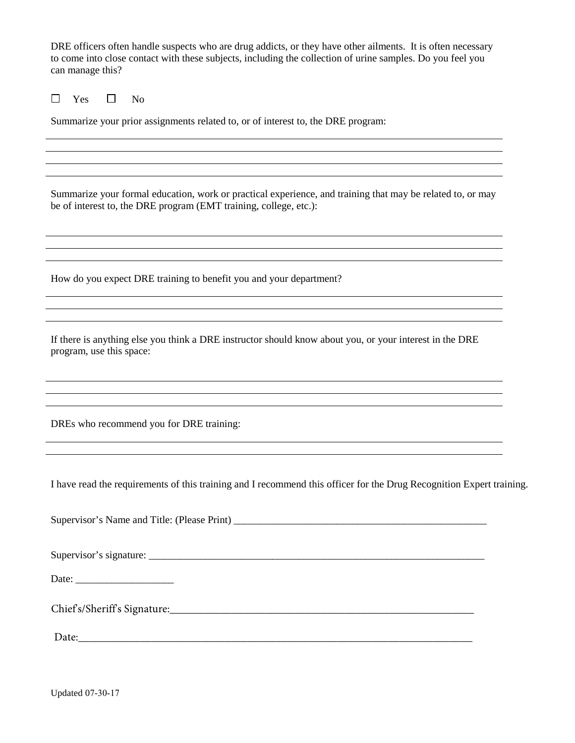DRE officers often handle suspects who are drug addicts, or they have other ailments. It is often necessary to come into close contact with these subjects, including the collection of urine samples. Do you feel you can manage this?

☐ Yes ☐ No

Summarize your prior assignments related to, or of interest to, the DRE program:

____________________________________________________________________________

____________________________________________________________________________

____________________________________________________________________________

____________________________________________________________________________

Summarize your formal education, work or practical experience, and training that may be related to, or may be of interest to, the DRE program (EMT training, college, etc.):

____________________________________________________________________________

____________________________________________________________________________

____________________________________________________________________________

How do you expect DRE training to benefit you and your department?

____________________________________________________________________________

____________________________________________________________________________

____________________________________________________________________________

If there is anything else you think a DRE instructor should know about you, or your interest in the DRE program, use this space:

____________________________________________________________________________

____________________________________________________________________________

____________________________________________________________________________

DREs who recommend you for DRE training:

____________________________________________________________________________

____________________________________________________________________________

I have read the requirements of this training and I recommend this officer for the Drug Recognition Expert training.

Supervisor's Name and Title: (Please Print) ___________________________________________________

Supervisor's signature: _________________________________________________________________

Date: ___________________

Chief's/Sheriff's Signature:_______________________________________________________

Date:_____________________________________________________________________

Updated 07-30-17